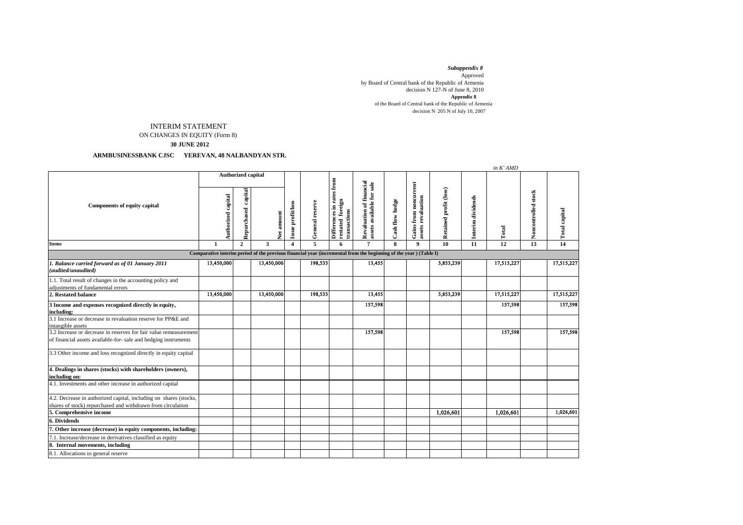*Subappendix 8*

Approved

by Board of Central bank of the Republic of Armenia

decision N 127-N of June 8, 2010

**Appendix 8**

of the Board of Central bank of the Republic of Armenia

decision N 205 N of July 10, 2007

# INTERIM STATEMENT

## ON CHANGES IN EQUITY (Form 8)

**30 JUNE 2012**

**ARMBUSINESSBANK CJSC YEREVAN, 48 NALBANDYAN STR.**

*in K' AMD*

| Components of equity capital | Authorized capital | | | Issue profit/loss | General reserve | Differences in rates from restated foreign transactions | Revaluation of financial assets available for sale | Cash flow hedge | Gains from noncurrent assets revaluation | Retained profit (loss) | Interim dividends | Total | Noncontrolled stock | Total capital |
|---|---|---|---|---|---|---|---|---|---|---|---|---|---|---|
| | Authorized capital | Repurchased capital | Net amount | | | | | | | | | | | |
| **Items** | **1** | **2** | **3** | **4** | **5** | **6** | **7** | **8** | **9** | **10** | **11** | **12** | **13** | **14** |
| **Comparative interim period of the previous financial year (incremental from the beginning of the year ) (Table I)** | | | | | | | | | | | | | | |
| ***1. Balance carried forward as of 01 January 2011 (audited/unaudited)*** | 13,450,000 | | 13,450,000 | | 198,533 | | 13,455 | | | 3,853,239 | | 17,515,227 | | 17,515,227 |
| 1.1. Total result of changes in the accounting policy and adjustments of fundamental errors | | | | | | | | | | | | | | |
| **2. Restated balance** | 13,450,000 | | 13,450,000 | | 198,533 | | 13,455 | | | 3,853,239 | | 17,515,227 | | 17,515,227 |
| **3 Income and expenses recognized directly in equity, including:** | | | | | | | 157,598 | | | | | 157,598 | | 157,598 |
| 3.1 Increase or decrease in revaluation reserve for PP&E and intangible assets | | | | | | | | | | | | | | |
| 3.2 Increase or decrease in reserves for fair value remeasurement of financial assets available-for- sale and hedging instruments | | | | | | | 157,598 | | | | | 157,598 | | 157,598 |
| 3.3 Other income and loss recognized directly in equity capital | | | | | | | | | | | | | | |
| **4. Dealings in shares (stocks) with shareholders (owners), including on:** | | | | | | | | | | | | | | |
| 4.1. Investments and other increase in authorized capital | | | | | | | | | | | | | | |
| 4.2. Decrease in authorized capital, including on shares (stocks, shares of stock) repurchased and withdrawn from circulation | | | | | | | | | | | | | | |
| **5. Comprehensive income** | | | | | | | | | | 1,026,601 | | 1,026,601 | | 1,026,601 |
| **6. Dividends** | | | | | | | | | | | | | | |
| **7. Other increase (decrease) in equity components, including:** | | | | | | | | | | | | | | |
| 7.1. Increase/decrease in derivatives classified as equity | | | | | | | | | | | | | | |
| **8. Internal movements, including** | | | | | | | | | | | | | | |
| 8.1. Allocations to general reserve | | | | | | | | | | | | | | |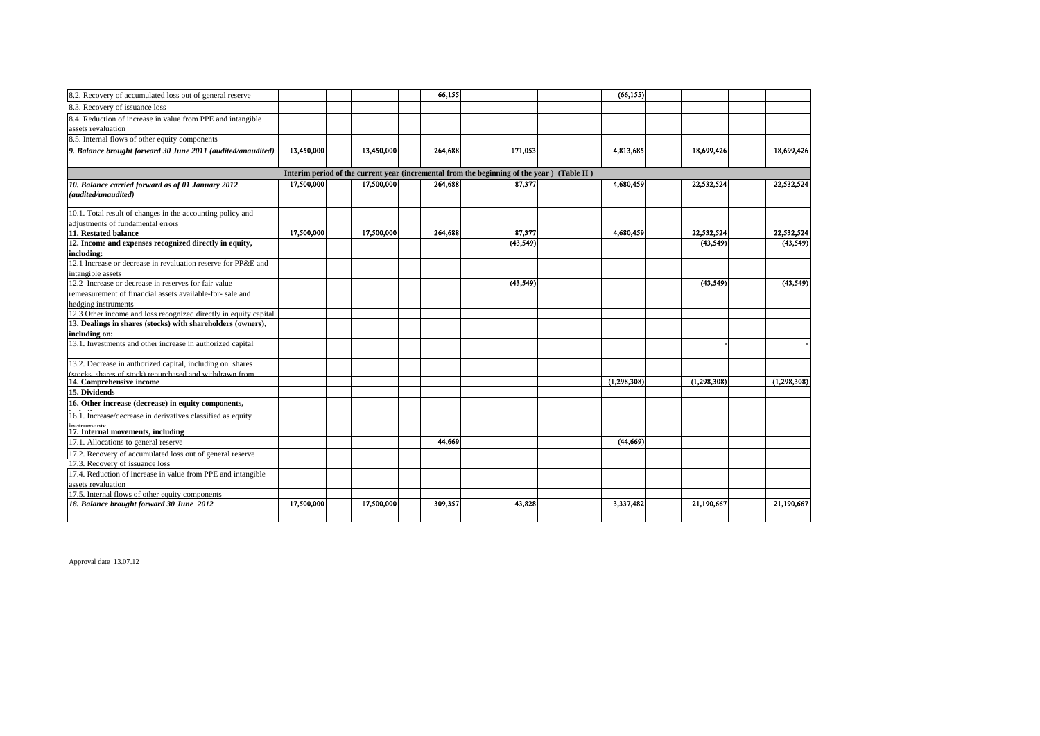| | | | | | | | | | | | | | | |
|---|---|---|---|---|---|---|---|---|---|---|---|---|---|---|
| 8.2. Recovery of accumulated loss out of general reserve | | | | | 66,155 | | | | | (66,155) | | | | |
| 8.3. Recovery of issuance loss | | | | | | | | | | | | | | |
| 8.4. Reduction of increase in value from PPE and intangible assets revaluation | | | | | | | | | | | | | | |
| 8.5. Internal flows of other equity components | | | | | | | | | | | | | | |
| ***9. Balance brought forward 30 June 2011 (audited/anaudited)*** | 13,450,000 | | 13,450,000 | | 264,688 | | 171,053 | | | 4,813,685 | | 18,699,426 | | 18,699,426 |
| **Interim period of the current year (incremental from the beginning of the year ) (Table II )** | | | | | | | | | | | | | | |
| ***10. Balance carried forward as of 01 January 2012 (audited/unaudited)*** | 17,500,000 | | 17,500,000 | | 264,688 | | 87,377 | | | 4,680,459 | | 22,532,524 | | 22,532,524 |
| 10.1. Total result of changes in the accounting policy and adjustments of fundamental errors | | | | | | | | | | | | | | |
| **11. Restated balance** | 17,500,000 | | 17,500,000 | | 264,688 | | 87,377 | | | 4,680,459 | | 22,532,524 | | 22,532,524 |
| **12. Income and expenses recognized directly in equity, including:** | | | | | | | (43,549) | | | | | (43,549) | | (43,549) |
| 12.1 Increase or decrease in revaluation reserve for PP&E and intangible assets | | | | | | | | | | | | | | |
| 12.2 Increase or decrease in reserves for fair value remeasurement of financial assets available-for- sale and hedging instruments | | | | | | | (43,549) | | | | | (43,549) | | (43,549) |
| 12.3 Other income and loss recognized directly in equity capital | | | | | | | | | | | | | | |
| **13. Dealings in shares (stocks) with shareholders (owners), including on:** | | | | | | | | | | | | | | |
| 13.1. Investments and other increase in authorized capital | | | | | | | | | | | | - | | - |
| 13.2. Decrease in authorized capital, including on shares (stocks, shares of stock) repurchased and withdrawn from | | | | | | | | | | | | | | |
| **14. Comprehensive income** | | | | | | | | | | (1,298,308) | | (1,298,308) | | (1,298,308) |
| **15. Dividends** | | | | | | | | | | | | | | |
| **16. Other increase (decrease) in equity components,** | | | | | | | | | | | | | | |
| 16.1. Increase/decrease in derivatives classified as equity instruments | | | | | | | | | | | | | | |
| **17. Internal movements, including** | | | | | | | | | | | | | | |
| 17.1. Allocations to general reserve | | | | | 44,669 | | | | | (44,669) | | | | |
| 17.2. Recovery of accumulated loss out of general reserve | | | | | | | | | | | | | | |
| 17.3. Recovery of issuance loss | | | | | | | | | | | | | | |
| 17.4. Reduction of increase in value from PPE and intangible assets revaluation | | | | | | | | | | | | | | |
| 17.5. Internal flows of other equity components | | | | | | | | | | | | | | |
| ***18. Balance brought forward 30 June 2012*** | 17,500,000 | | 17,500,000 | | 309,357 | | 43,828 | | | 3,337,482 | | 21,190,667 | | 21,190,667 |

Approval date 13.07.12